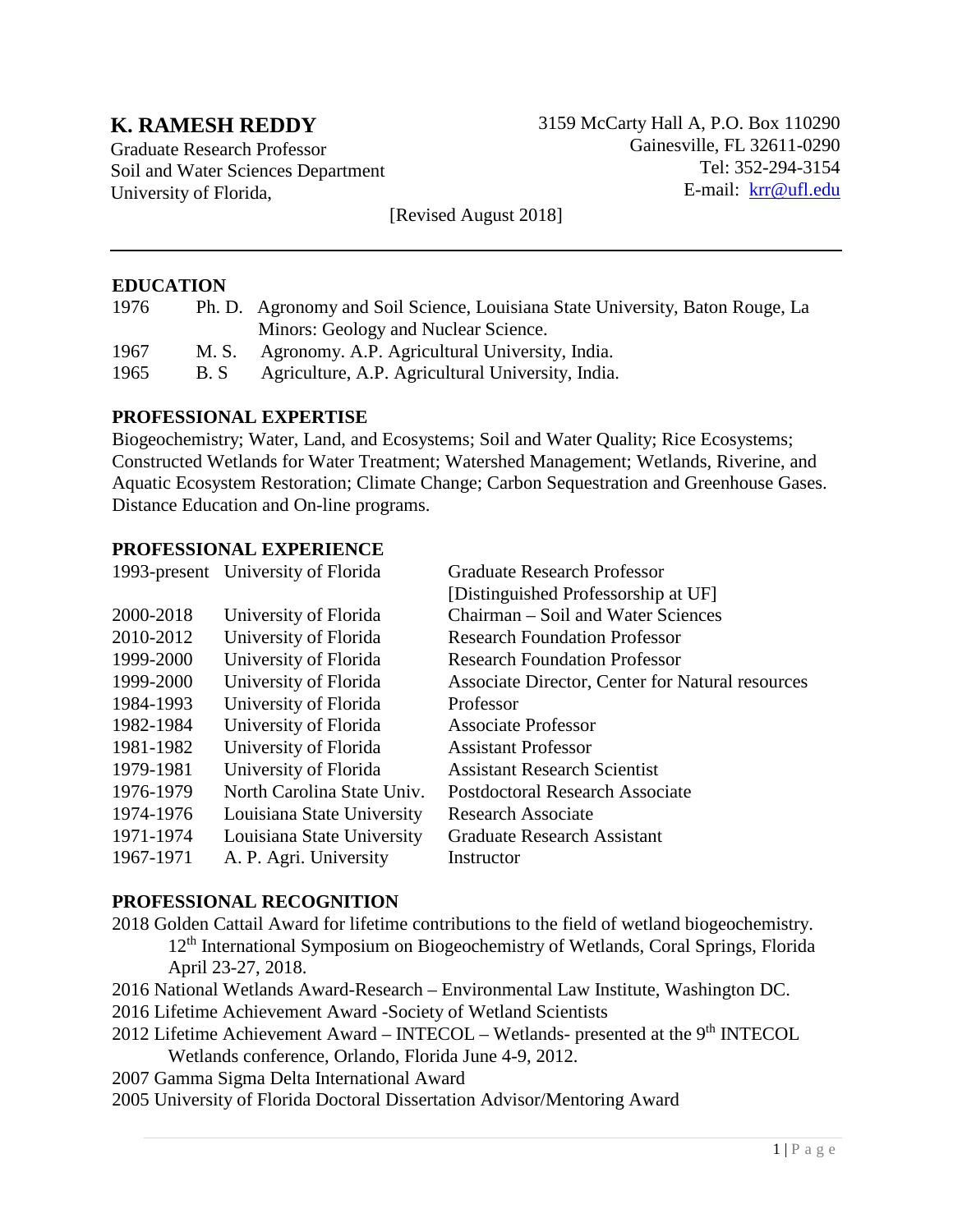# K. RAMESH REDDY

Graduate Research Professor
Soil and Water Sciences Department
University of Florida,

3159 McCarty Hall A, P.O. Box 110290
Gainesville, FL 32611-0290
Tel: 352-294-3154
E-mail: krr@ufl.edu

[Revised August 2018]

---

## EDUCATION

| | | |
|---|---|---|
| 1976 | Ph. D. | Agronomy and Soil Science, Louisiana State University, Baton Rouge, La<br>Minors: Geology and Nuclear Science. |
| 1967 | M. S. | Agronomy. A.P. Agricultural University, India. |
| 1965 | B. S | Agriculture, A.P. Agricultural University, India. |

## PROFESSIONAL EXPERTISE

Biogeochemistry; Water, Land, and Ecosystems; Soil and Water Quality; Rice Ecosystems; Constructed Wetlands for Water Treatment; Watershed Management; Wetlands, Riverine, and Aquatic Ecosystem Restoration; Climate Change; Carbon Sequestration and Greenhouse Gases. Distance Education and On-line programs.

## PROFESSIONAL EXPERIENCE

| | | |
|---|---|---|
| 1993-present | University of Florida | Graduate Research Professor<br>[Distinguished Professorship at UF] |
| 2000-2018 | University of Florida | Chairman – Soil and Water Sciences |
| 2010-2012 | University of Florida | Research Foundation Professor |
| 1999-2000 | University of Florida | Research Foundation Professor |
| 1999-2000 | University of Florida | Associate Director, Center for Natural resources |
| 1984-1993 | University of Florida | Professor |
| 1982-1984 | University of Florida | Associate Professor |
| 1981-1982 | University of Florida | Assistant Professor |
| 1979-1981 | University of Florida | Assistant Research Scientist |
| 1976-1979 | North Carolina State Univ. | Postdoctoral Research Associate |
| 1974-1976 | Louisiana State University | Research Associate |
| 1971-1974 | Louisiana State University | Graduate Research Assistant |
| 1967-1971 | A. P. Agri. University | Instructor |

## PROFESSIONAL RECOGNITION

2018 Golden Cattail Award for lifetime contributions to the field of wetland biogeochemistry. 12th International Symposium on Biogeochemistry of Wetlands, Coral Springs, Florida April 23-27, 2018.

2016 National Wetlands Award-Research – Environmental Law Institute, Washington DC.

2016 Lifetime Achievement Award -Society of Wetland Scientists

2012 Lifetime Achievement Award – INTECOL – Wetlands- presented at the 9th INTECOL Wetlands conference, Orlando, Florida June 4-9, 2012.

2007 Gamma Sigma Delta International Award

2005 University of Florida Doctoral Dissertation Advisor/Mentoring Award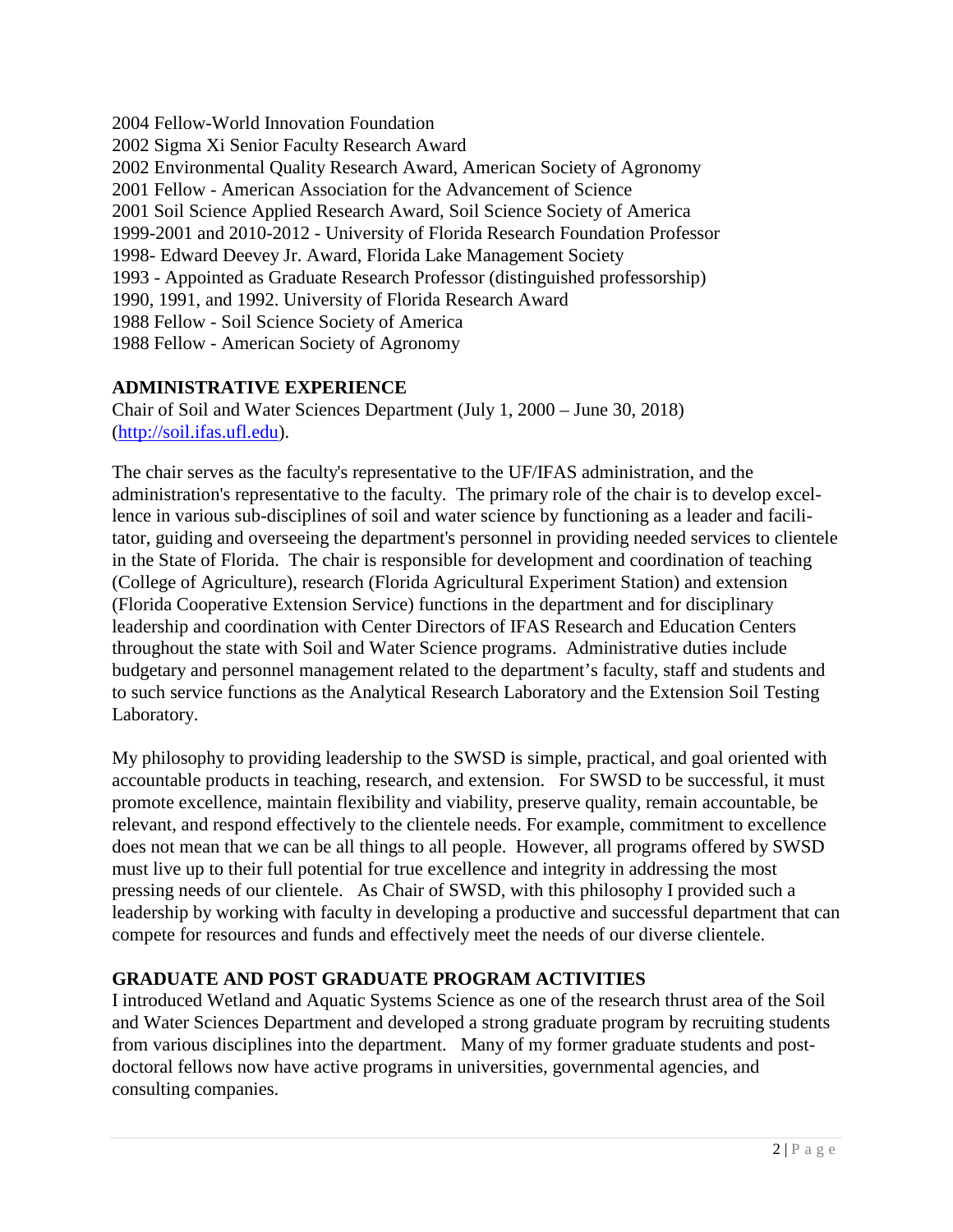2004 Fellow-World Innovation Foundation
2002 Sigma Xi Senior Faculty Research Award
2002 Environmental Quality Research Award, American Society of Agronomy
2001 Fellow - American Association for the Advancement of Science
2001 Soil Science Applied Research Award, Soil Science Society of America
1999-2001 and 2010-2012 - University of Florida Research Foundation Professor
1998- Edward Deevey Jr. Award, Florida Lake Management Society
1993 - Appointed as Graduate Research Professor (distinguished professorship)
1990, 1991, and 1992. University of Florida Research Award
1988 Fellow - Soil Science Society of America
1988 Fellow - American Society of Agronomy

## ADMINISTRATIVE EXPERIENCE

Chair of Soil and Water Sciences Department (July 1, 2000 – June 30, 2018) (http://soil.ifas.ufl.edu).

The chair serves as the faculty's representative to the UF/IFAS administration, and the administration's representative to the faculty. The primary role of the chair is to develop excellence in various sub-disciplines of soil and water science by functioning as a leader and facilitator, guiding and overseeing the department's personnel in providing needed services to clientele in the State of Florida. The chair is responsible for development and coordination of teaching (College of Agriculture), research (Florida Agricultural Experiment Station) and extension (Florida Cooperative Extension Service) functions in the department and for disciplinary leadership and coordination with Center Directors of IFAS Research and Education Centers throughout the state with Soil and Water Science programs. Administrative duties include budgetary and personnel management related to the department's faculty, staff and students and to such service functions as the Analytical Research Laboratory and the Extension Soil Testing Laboratory.

My philosophy to providing leadership to the SWSD is simple, practical, and goal oriented with accountable products in teaching, research, and extension. For SWSD to be successful, it must promote excellence, maintain flexibility and viability, preserve quality, remain accountable, be relevant, and respond effectively to the clientele needs. For example, commitment to excellence does not mean that we can be all things to all people. However, all programs offered by SWSD must live up to their full potential for true excellence and integrity in addressing the most pressing needs of our clientele. As Chair of SWSD, with this philosophy I provided such a leadership by working with faculty in developing a productive and successful department that can compete for resources and funds and effectively meet the needs of our diverse clientele.

## GRADUATE AND POST GRADUATE PROGRAM ACTIVITIES

I introduced Wetland and Aquatic Systems Science as one of the research thrust area of the Soil and Water Sciences Department and developed a strong graduate program by recruiting students from various disciplines into the department. Many of my former graduate students and post-doctoral fellows now have active programs in universities, governmental agencies, and consulting companies.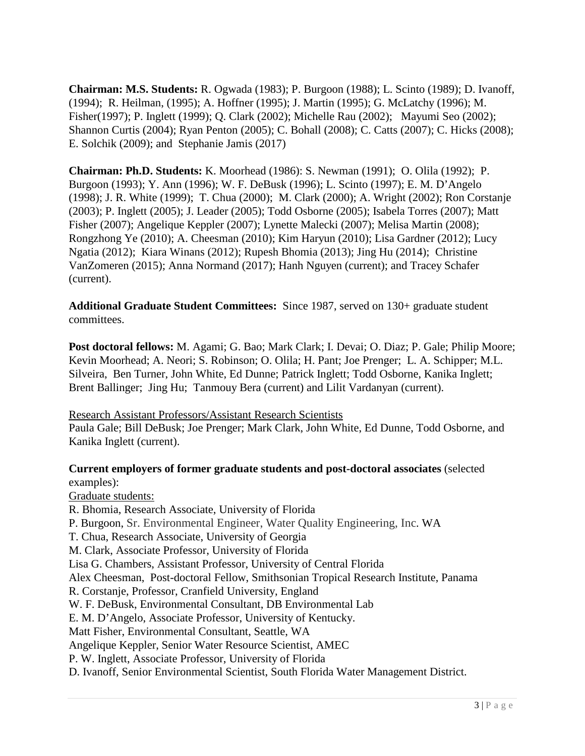**Chairman: M.S. Students:** R. Ogwada (1983); P. Burgoon (1988); L. Scinto (1989); D. Ivanoff, (1994); R. Heilman, (1995); A. Hoffner (1995); J. Martin (1995); G. McLatchy (1996); M. Fisher(1997); P. Inglett (1999); Q. Clark (2002); Michelle Rau (2002); Mayumi Seo (2002); Shannon Curtis (2004); Ryan Penton (2005); C. Bohall (2008); C. Catts (2007); C. Hicks (2008); E. Solchik (2009); and Stephanie Jamis (2017)

**Chairman: Ph.D. Students:** K. Moorhead (1986): S. Newman (1991); O. Olila (1992); P. Burgoon (1993); Y. Ann (1996); W. F. DeBusk (1996); L. Scinto (1997); E. M. D'Angelo (1998); J. R. White (1999); T. Chua (2000); M. Clark (2000); A. Wright (2002); Ron Corstanje (2003); P. Inglett (2005); J. Leader (2005); Todd Osborne (2005); Isabela Torres (2007); Matt Fisher (2007); Angelique Keppler (2007); Lynette Malecki (2007); Melisa Martin (2008); Rongzhong Ye (2010); A. Cheesman (2010); Kim Haryun (2010); Lisa Gardner (2012); Lucy Ngatia (2012); Kiara Winans (2012); Rupesh Bhomia (2013); Jing Hu (2014); Christine VanZomeren (2015); Anna Normand (2017); Hanh Nguyen (current); and Tracey Schafer (current).

**Additional Graduate Student Committees:** Since 1987, served on 130+ graduate student committees.

**Post doctoral fellows:** M. Agami; G. Bao; Mark Clark; I. Devai; O. Diaz; P. Gale; Philip Moore; Kevin Moorhead; A. Neori; S. Robinson; O. Olila; H. Pant; Joe Prenger; L. A. Schipper; M.L. Silveira, Ben Turner, John White, Ed Dunne; Patrick Inglett; Todd Osborne, Kanika Inglett; Brent Ballinger; Jing Hu; Tanmouy Bera (current) and Lilit Vardanyan (current).

Research Assistant Professors/Assistant Research Scientists

Paula Gale; Bill DeBusk; Joe Prenger; Mark Clark, John White, Ed Dunne, Todd Osborne, and Kanika Inglett (current).

**Current employers of former graduate students and post-doctoral associates** (selected examples):

Graduate students:

R. Bhomia, Research Associate, University of Florida
P. Burgoon, Sr. Environmental Engineer, Water Quality Engineering, Inc. WA
T. Chua, Research Associate, University of Georgia
M. Clark, Associate Professor, University of Florida
Lisa G. Chambers, Assistant Professor, University of Central Florida
Alex Cheesman, Post-doctoral Fellow, Smithsonian Tropical Research Institute, Panama
R. Corstanje, Professor, Cranfield University, England
W. F. DeBusk, Environmental Consultant, DB Environmental Lab
E. M. D'Angelo, Associate Professor, University of Kentucky.
Matt Fisher, Environmental Consultant, Seattle, WA
Angelique Keppler, Senior Water Resource Scientist, AMEC
P. W. Inglett, Associate Professor, University of Florida
D. Ivanoff, Senior Environmental Scientist, South Florida Water Management District.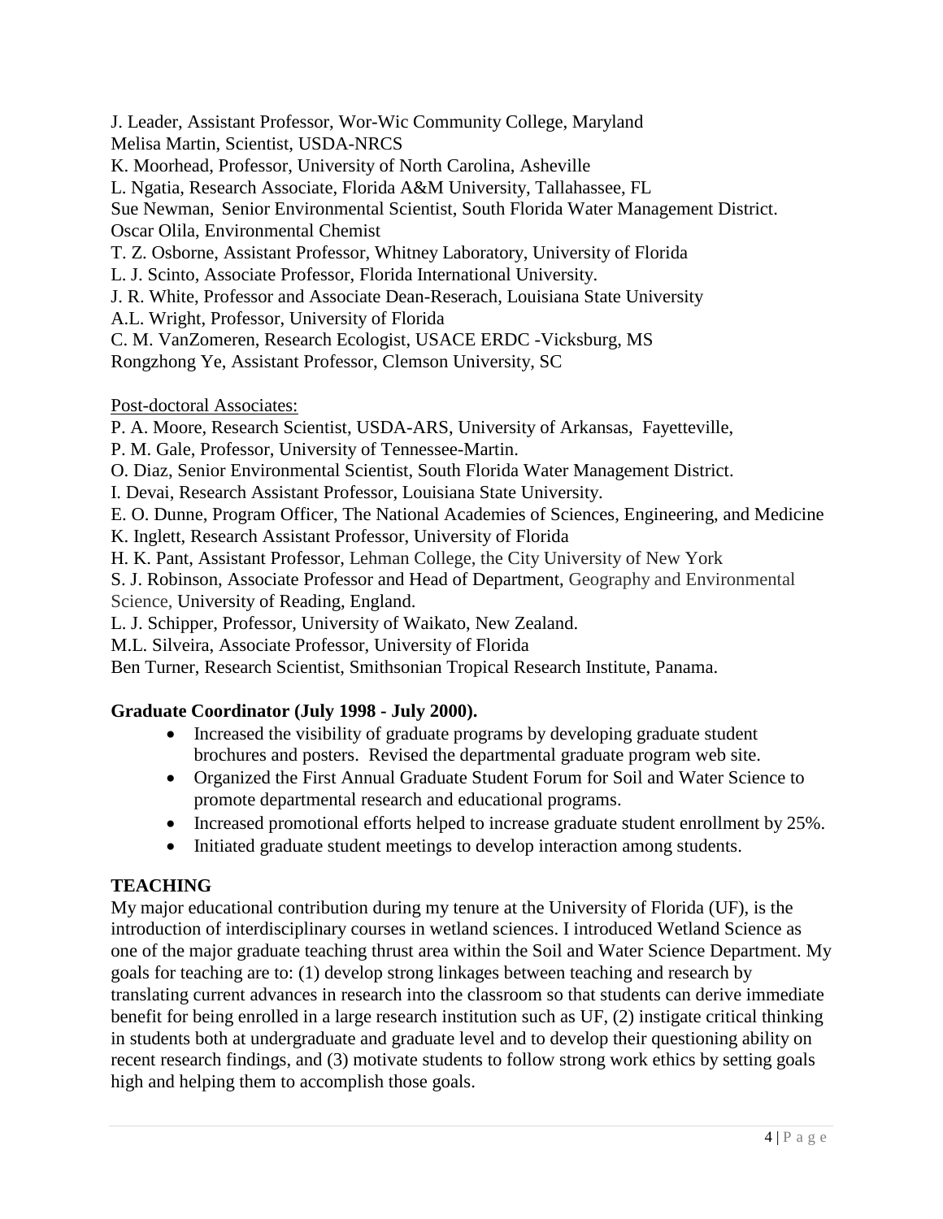J. Leader, Assistant Professor, Wor-Wic Community College, Maryland
Melisa Martin, Scientist, USDA-NRCS
K. Moorhead, Professor, University of North Carolina, Asheville
L. Ngatia, Research Associate, Florida A&M University, Tallahassee, FL
Sue Newman, Senior Environmental Scientist, South Florida Water Management District.
Oscar Olila, Environmental Chemist
T. Z. Osborne, Assistant Professor, Whitney Laboratory, University of Florida
L. J. Scinto, Associate Professor, Florida International University.
J. R. White, Professor and Associate Dean-Reserach, Louisiana State University
A.L. Wright, Professor, University of Florida
C. M. VanZomeren, Research Ecologist, USACE ERDC -Vicksburg, MS
Rongzhong Ye, Assistant Professor, Clemson University, SC

Post-doctoral Associates:
P. A. Moore, Research Scientist, USDA-ARS, University of Arkansas, Fayetteville,
P. M. Gale, Professor, University of Tennessee-Martin.
O. Diaz, Senior Environmental Scientist, South Florida Water Management District.
I. Devai, Research Assistant Professor, Louisiana State University.
E. O. Dunne, Program Officer, The National Academies of Sciences, Engineering, and Medicine
K. Inglett, Research Assistant Professor, University of Florida
H. K. Pant, Assistant Professor, Lehman College, the City University of New York
S. J. Robinson, Associate Professor and Head of Department, Geography and Environmental Science, University of Reading, England.
L. J. Schipper, Professor, University of Waikato, New Zealand.
M.L. Silveira, Associate Professor, University of Florida
Ben Turner, Research Scientist, Smithsonian Tropical Research Institute, Panama.

**Graduate Coordinator (July 1998 - July 2000).**

- Increased the visibility of graduate programs by developing graduate student brochures and posters. Revised the departmental graduate program web site.
- Organized the First Annual Graduate Student Forum for Soil and Water Science to promote departmental research and educational programs.
- Increased promotional efforts helped to increase graduate student enrollment by 25%.
- Initiated graduate student meetings to develop interaction among students.

## TEACHING

My major educational contribution during my tenure at the University of Florida (UF), is the introduction of interdisciplinary courses in wetland sciences. I introduced Wetland Science as one of the major graduate teaching thrust area within the Soil and Water Science Department. My goals for teaching are to: (1) develop strong linkages between teaching and research by translating current advances in research into the classroom so that students can derive immediate benefit for being enrolled in a large research institution such as UF, (2) instigate critical thinking in students both at undergraduate and graduate level and to develop their questioning ability on recent research findings, and (3) motivate students to follow strong work ethics by setting goals high and helping them to accomplish those goals.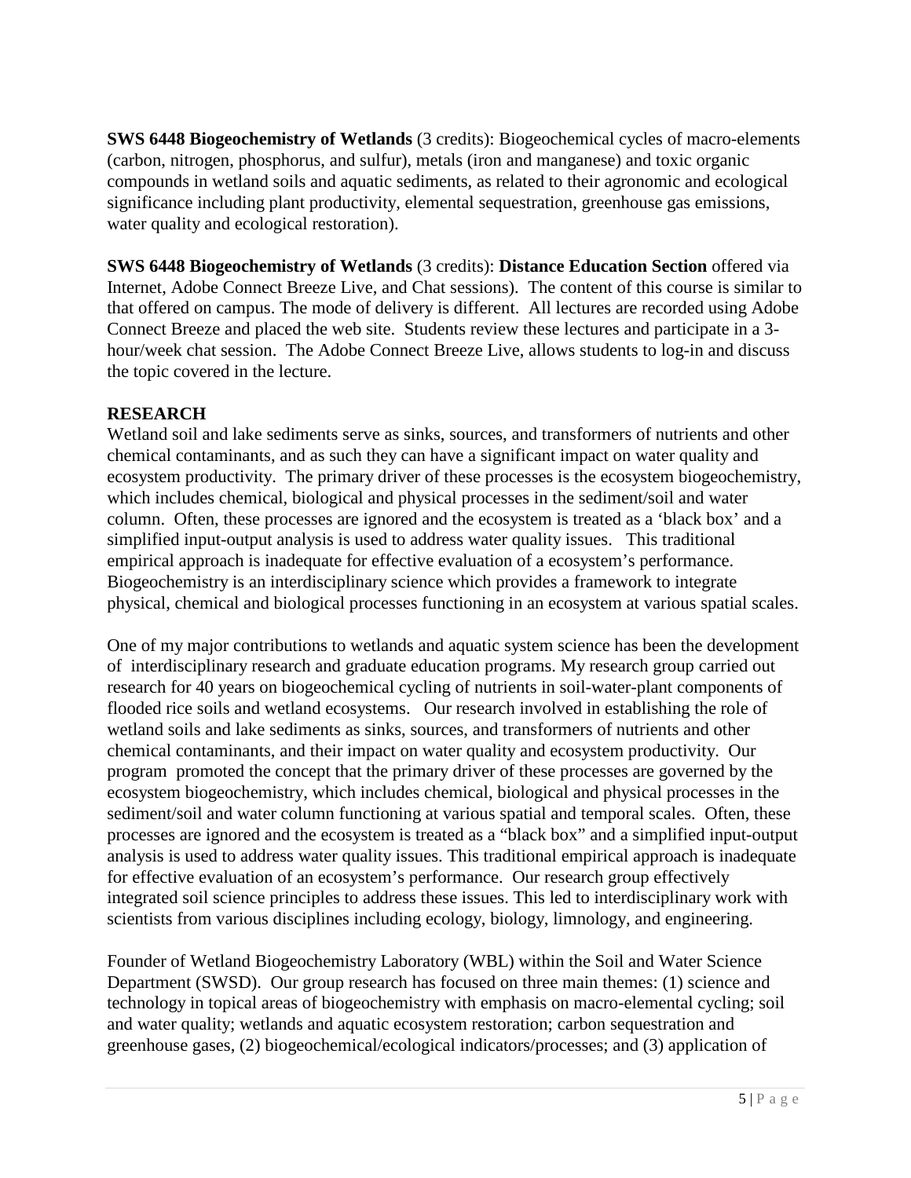**SWS 6448 Biogeochemistry of Wetlands** (3 credits): Biogeochemical cycles of macro-elements (carbon, nitrogen, phosphorus, and sulfur), metals (iron and manganese) and toxic organic compounds in wetland soils and aquatic sediments, as related to their agronomic and ecological significance including plant productivity, elemental sequestration, greenhouse gas emissions, water quality and ecological restoration).

**SWS 6448 Biogeochemistry of Wetlands** (3 credits): **Distance Education Section** offered via Internet, Adobe Connect Breeze Live, and Chat sessions). The content of this course is similar to that offered on campus. The mode of delivery is different. All lectures are recorded using Adobe Connect Breeze and placed the web site. Students review these lectures and participate in a 3-hour/week chat session. The Adobe Connect Breeze Live, allows students to log-in and discuss the topic covered in the lecture.

## RESEARCH

Wetland soil and lake sediments serve as sinks, sources, and transformers of nutrients and other chemical contaminants, and as such they can have a significant impact on water quality and ecosystem productivity. The primary driver of these processes is the ecosystem biogeochemistry, which includes chemical, biological and physical processes in the sediment/soil and water column. Often, these processes are ignored and the ecosystem is treated as a 'black box' and a simplified input-output analysis is used to address water quality issues. This traditional empirical approach is inadequate for effective evaluation of a ecosystem's performance. Biogeochemistry is an interdisciplinary science which provides a framework to integrate physical, chemical and biological processes functioning in an ecosystem at various spatial scales.

One of my major contributions to wetlands and aquatic system science has been the development of interdisciplinary research and graduate education programs. My research group carried out research for 40 years on biogeochemical cycling of nutrients in soil-water-plant components of flooded rice soils and wetland ecosystems. Our research involved in establishing the role of wetland soils and lake sediments as sinks, sources, and transformers of nutrients and other chemical contaminants, and their impact on water quality and ecosystem productivity. Our program promoted the concept that the primary driver of these processes are governed by the ecosystem biogeochemistry, which includes chemical, biological and physical processes in the sediment/soil and water column functioning at various spatial and temporal scales. Often, these processes are ignored and the ecosystem is treated as a "black box" and a simplified input-output analysis is used to address water quality issues. This traditional empirical approach is inadequate for effective evaluation of an ecosystem's performance. Our research group effectively integrated soil science principles to address these issues. This led to interdisciplinary work with scientists from various disciplines including ecology, biology, limnology, and engineering.

Founder of Wetland Biogeochemistry Laboratory (WBL) within the Soil and Water Science Department (SWSD). Our group research has focused on three main themes: (1) science and technology in topical areas of biogeochemistry with emphasis on macro-elemental cycling; soil and water quality; wetlands and aquatic ecosystem restoration; carbon sequestration and greenhouse gases, (2) biogeochemical/ecological indicators/processes; and (3) application of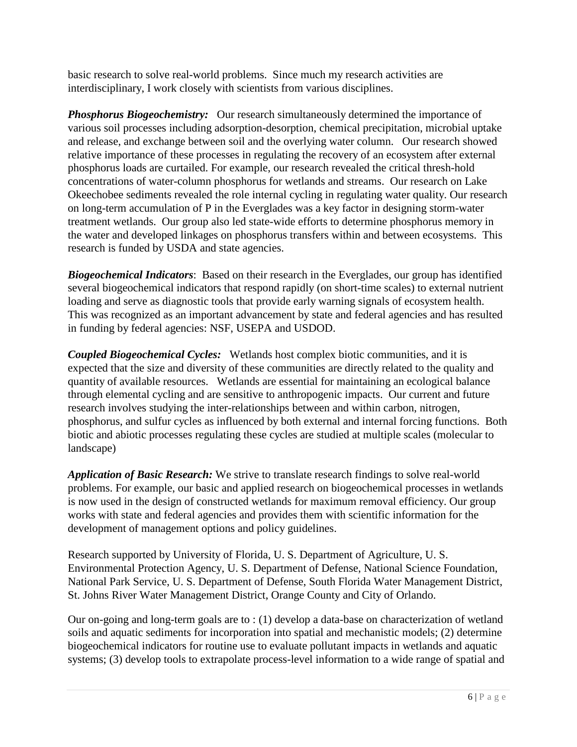basic research to solve real-world problems. Since much my research activities are interdisciplinary, I work closely with scientists from various disciplines.

***Phosphorus Biogeochemistry:*** Our research simultaneously determined the importance of various soil processes including adsorption-desorption, chemical precipitation, microbial uptake and release, and exchange between soil and the overlying water column. Our research showed relative importance of these processes in regulating the recovery of an ecosystem after external phosphorus loads are curtailed. For example, our research revealed the critical thresh-hold concentrations of water-column phosphorus for wetlands and streams. Our research on Lake Okeechobee sediments revealed the role internal cycling in regulating water quality. Our research on long-term accumulation of P in the Everglades was a key factor in designing storm-water treatment wetlands. Our group also led state-wide efforts to determine phosphorus memory in the water and developed linkages on phosphorus transfers within and between ecosystems. This research is funded by USDA and state agencies.

***Biogeochemical Indicators***: Based on their research in the Everglades, our group has identified several biogeochemical indicators that respond rapidly (on short-time scales) to external nutrient loading and serve as diagnostic tools that provide early warning signals of ecosystem health. This was recognized as an important advancement by state and federal agencies and has resulted in funding by federal agencies: NSF, USEPA and USDOD.

***Coupled Biogeochemical Cycles:*** Wetlands host complex biotic communities, and it is expected that the size and diversity of these communities are directly related to the quality and quantity of available resources. Wetlands are essential for maintaining an ecological balance through elemental cycling and are sensitive to anthropogenic impacts. Our current and future research involves studying the inter-relationships between and within carbon, nitrogen, phosphorus, and sulfur cycles as influenced by both external and internal forcing functions. Both biotic and abiotic processes regulating these cycles are studied at multiple scales (molecular to landscape)

***Application of Basic Research:*** We strive to translate research findings to solve real-world problems. For example, our basic and applied research on biogeochemical processes in wetlands is now used in the design of constructed wetlands for maximum removal efficiency. Our group works with state and federal agencies and provides them with scientific information for the development of management options and policy guidelines.

Research supported by University of Florida, U. S. Department of Agriculture, U. S. Environmental Protection Agency, U. S. Department of Defense, National Science Foundation, National Park Service, U. S. Department of Defense, South Florida Water Management District, St. Johns River Water Management District, Orange County and City of Orlando.

Our on-going and long-term goals are to : (1) develop a data-base on characterization of wetland soils and aquatic sediments for incorporation into spatial and mechanistic models; (2) determine biogeochemical indicators for routine use to evaluate pollutant impacts in wetlands and aquatic systems; (3) develop tools to extrapolate process-level information to a wide range of spatial and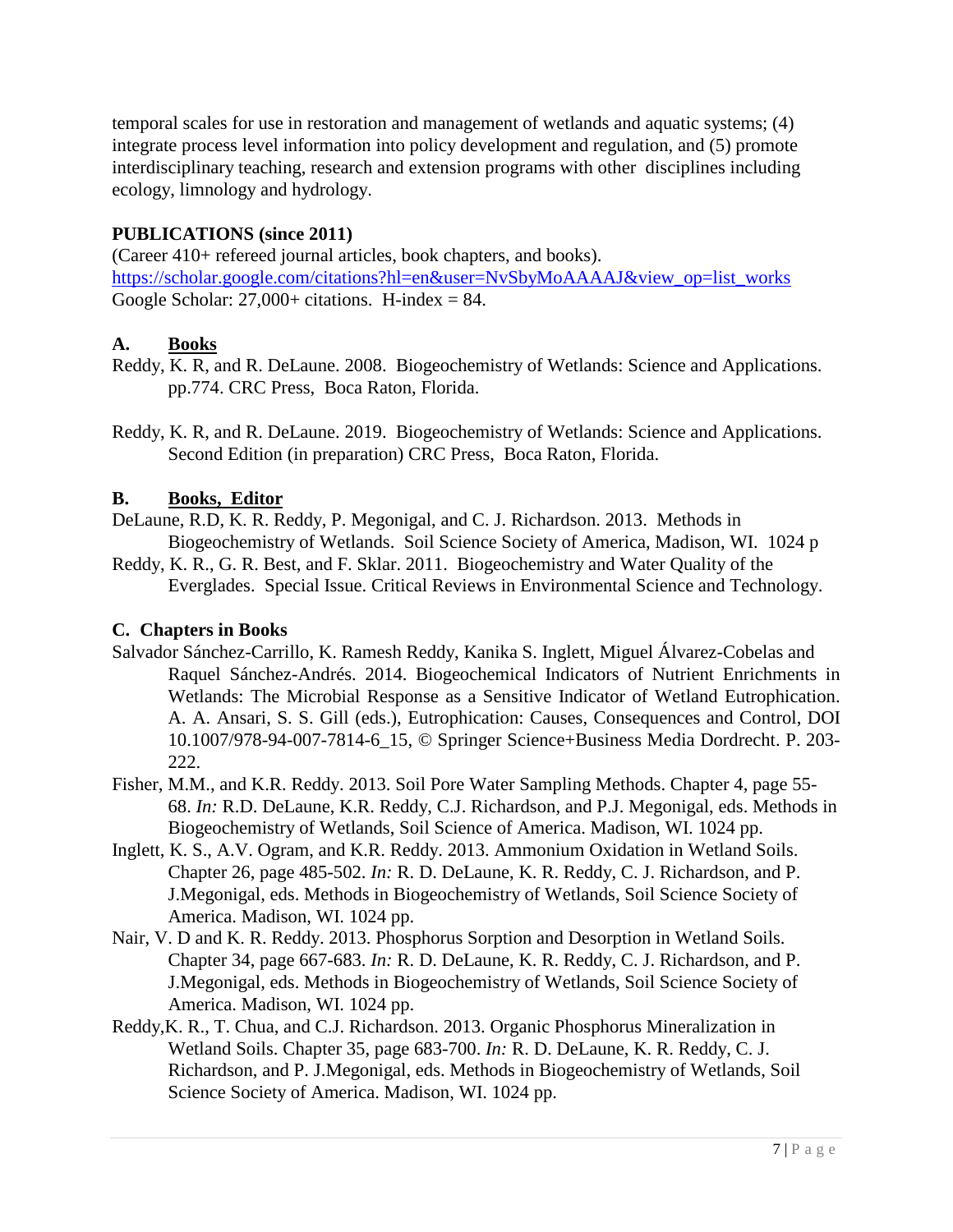temporal scales for use in restoration and management of wetlands and aquatic systems; (4) integrate process level information into policy development and regulation, and (5) promote interdisciplinary teaching, research and extension programs with other disciplines including ecology, limnology and hydrology.

**PUBLICATIONS (since 2011)**

(Career 410+ refereed journal articles, book chapters, and books).
https://scholar.google.com/citations?hl=en&user=NvSbyMoAAAAJ&view_op=list_works
Google Scholar: 27,000+ citations. H-index = 84.

**A. Books**

Reddy, K. R, and R. DeLaune. 2008. Biogeochemistry of Wetlands: Science and Applications. pp.774. CRC Press, Boca Raton, Florida.

Reddy, K. R, and R. DeLaune. 2019. Biogeochemistry of Wetlands: Science and Applications. Second Edition (in preparation) CRC Press, Boca Raton, Florida.

**B. Books, Editor**

DeLaune, R.D, K. R. Reddy, P. Megonigal, and C. J. Richardson. 2013. Methods in Biogeochemistry of Wetlands. Soil Science Society of America, Madison, WI. 1024 p

Reddy, K. R., G. R. Best, and F. Sklar. 2011. Biogeochemistry and Water Quality of the Everglades. Special Issue. Critical Reviews in Environmental Science and Technology.

**C. Chapters in Books**

Salvador Sánchez-Carrillo, K. Ramesh Reddy, Kanika S. Inglett, Miguel Álvarez-Cobelas and Raquel Sánchez-Andrés. 2014. Biogeochemical Indicators of Nutrient Enrichments in Wetlands: The Microbial Response as a Sensitive Indicator of Wetland Eutrophication. A. A. Ansari, S. S. Gill (eds.), Eutrophication: Causes, Consequences and Control, DOI 10.1007/978-94-007-7814-6_15, © Springer Science+Business Media Dordrecht. P. 203-222.

Fisher, M.M., and K.R. Reddy. 2013. Soil Pore Water Sampling Methods. Chapter 4, page 55-68. *In:* R.D. DeLaune, K.R. Reddy, C.J. Richardson, and P.J. Megonigal, eds. Methods in Biogeochemistry of Wetlands, Soil Science of America. Madison, WI. 1024 pp.

Inglett, K. S., A.V. Ogram, and K.R. Reddy. 2013. Ammonium Oxidation in Wetland Soils. Chapter 26, page 485-502. *In:* R. D. DeLaune, K. R. Reddy, C. J. Richardson, and P. J.Megonigal, eds. Methods in Biogeochemistry of Wetlands, Soil Science Society of America. Madison, WI. 1024 pp.

Nair, V. D and K. R. Reddy. 2013. Phosphorus Sorption and Desorption in Wetland Soils. Chapter 34, page 667-683. *In:* R. D. DeLaune, K. R. Reddy, C. J. Richardson, and P. J.Megonigal, eds. Methods in Biogeochemistry of Wetlands, Soil Science Society of America. Madison, WI. 1024 pp.

Reddy,K. R., T. Chua, and C.J. Richardson. 2013. Organic Phosphorus Mineralization in Wetland Soils. Chapter 35, page 683-700. *In:* R. D. DeLaune, K. R. Reddy, C. J. Richardson, and P. J.Megonigal, eds. Methods in Biogeochemistry of Wetlands, Soil Science Society of America. Madison, WI. 1024 pp.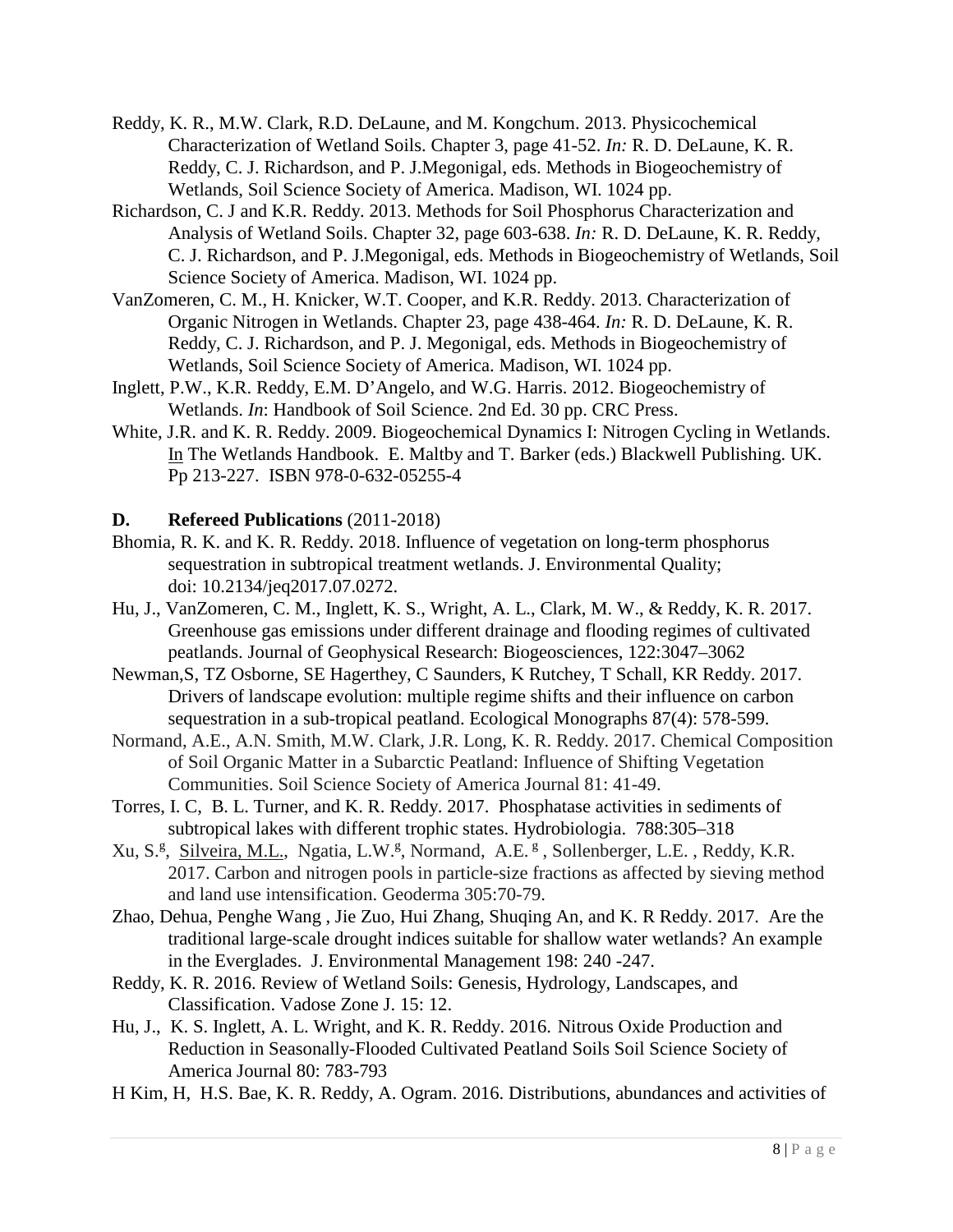Reddy, K. R., M.W. Clark, R.D. DeLaune, and M. Kongchum. 2013. Physicochemical Characterization of Wetland Soils. Chapter 3, page 41-52. *In:* R. D. DeLaune, K. R. Reddy, C. J. Richardson, and P. J.Megonigal, eds. Methods in Biogeochemistry of Wetlands, Soil Science Society of America. Madison, WI. 1024 pp.

Richardson, C. J and K.R. Reddy. 2013. Methods for Soil Phosphorus Characterization and Analysis of Wetland Soils. Chapter 32, page 603-638. *In:* R. D. DeLaune, K. R. Reddy, C. J. Richardson, and P. J.Megonigal, eds. Methods in Biogeochemistry of Wetlands, Soil Science Society of America. Madison, WI. 1024 pp.

VanZomeren, C. M., H. Knicker, W.T. Cooper, and K.R. Reddy. 2013. Characterization of Organic Nitrogen in Wetlands. Chapter 23, page 438-464. *In:* R. D. DeLaune, K. R. Reddy, C. J. Richardson, and P. J. Megonigal, eds. Methods in Biogeochemistry of Wetlands, Soil Science Society of America. Madison, WI. 1024 pp.

Inglett, P.W., K.R. Reddy, E.M. D'Angelo, and W.G. Harris. 2012. Biogeochemistry of Wetlands. *In*: Handbook of Soil Science. 2nd Ed. 30 pp. CRC Press.

White, J.R. and K. R. Reddy. 2009. Biogeochemical Dynamics I: Nitrogen Cycling in Wetlands. In The Wetlands Handbook. E. Maltby and T. Barker (eds.) Blackwell Publishing. UK. Pp 213-227. ISBN 978-0-632-05255-4

**D. Refereed Publications** (2011-2018)

Bhomia, R. K. and K. R. Reddy. 2018. Influence of vegetation on long-term phosphorus sequestration in subtropical treatment wetlands. J. Environmental Quality; doi: 10.2134/jeq2017.07.0272.

Hu, J., VanZomeren, C. M., Inglett, K. S., Wright, A. L., Clark, M. W., & Reddy, K. R. 2017. Greenhouse gas emissions under different drainage and flooding regimes of cultivated peatlands. Journal of Geophysical Research: Biogeosciences, 122:3047–3062

Newman,S, TZ Osborne, SE Hagerthey, C Saunders, K Rutchey, T Schall, KR Reddy. 2017. Drivers of landscape evolution: multiple regime shifts and their influence on carbon sequestration in a sub-tropical peatland. Ecological Monographs 87(4): 578-599.

Normand, A.E., A.N. Smith, M.W. Clark, J.R. Long, K. R. Reddy. 2017. Chemical Composition of Soil Organic Matter in a Subarctic Peatland: Influence of Shifting Vegetation Communities. Soil Science Society of America Journal 81: 41-49.

Torres, I. C, B. L. Turner, and K. R. Reddy. 2017. Phosphatase activities in sediments of subtropical lakes with different trophic states. Hydrobiologia. 788:305–318

Xu, S.[g], Silveira, M.L., Ngatia, L.W.[g], Normand, A.E. [g], Sollenberger, L.E. , Reddy, K.R. 2017. Carbon and nitrogen pools in particle-size fractions as affected by sieving method and land use intensification. Geoderma 305:70-79.

Zhao, Dehua, Penghe Wang , Jie Zuo, Hui Zhang, Shuqing An, and K. R Reddy. 2017. Are the traditional large-scale drought indices suitable for shallow water wetlands? An example in the Everglades. J. Environmental Management 198: 240 -247.

Reddy, K. R. 2016. Review of Wetland Soils: Genesis, Hydrology, Landscapes, and Classification. Vadose Zone J. 15: 12.

Hu, J., K. S. Inglett, A. L. Wright, and K. R. Reddy. 2016. Nitrous Oxide Production and Reduction in Seasonally-Flooded Cultivated Peatland Soils Soil Science Society of America Journal 80: 783-793

H Kim, H, H.S. Bae, K. R. Reddy, A. Ogram. 2016. Distributions, abundances and activities of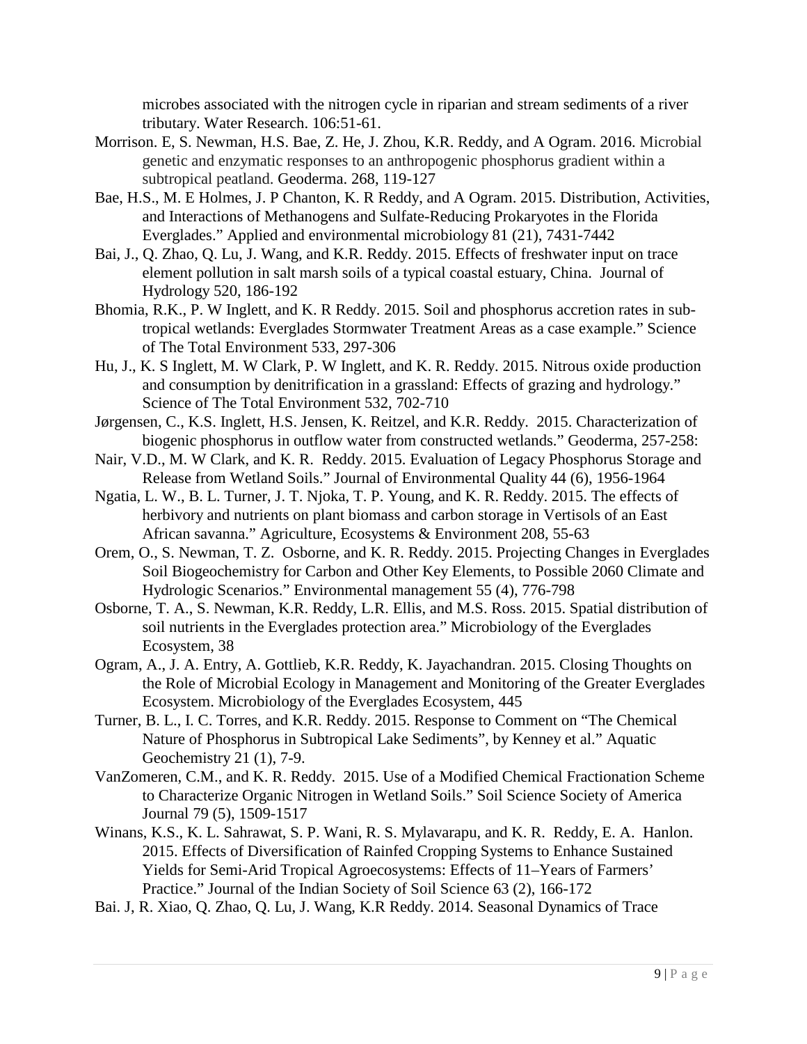microbes associated with the nitrogen cycle in riparian and stream sediments of a river tributary. Water Research. 106:51-61.

Morrison. E, S. Newman, H.S. Bae, Z. He, J. Zhou, K.R. Reddy, and A Ogram. 2016. Microbial genetic and enzymatic responses to an anthropogenic phosphorus gradient within a subtropical peatland. Geoderma. 268, 119-127

Bae, H.S., M. E Holmes, J. P Chanton, K. R Reddy, and A Ogram. 2015. Distribution, Activities, and Interactions of Methanogens and Sulfate-Reducing Prokaryotes in the Florida Everglades." Applied and environmental microbiology 81 (21), 7431-7442

Bai, J., Q. Zhao, Q. Lu, J. Wang, and K.R. Reddy. 2015. Effects of freshwater input on trace element pollution in salt marsh soils of a typical coastal estuary, China. Journal of Hydrology 520, 186-192

Bhomia, R.K., P. W Inglett, and K. R Reddy. 2015. Soil and phosphorus accretion rates in sub-tropical wetlands: Everglades Stormwater Treatment Areas as a case example." Science of The Total Environment 533, 297-306

Hu, J., K. S Inglett, M. W Clark, P. W Inglett, and K. R. Reddy. 2015. Nitrous oxide production and consumption by denitrification in a grassland: Effects of grazing and hydrology." Science of The Total Environment 532, 702-710

Jørgensen, C., K.S. Inglett, H.S. Jensen, K. Reitzel, and K.R. Reddy. 2015. Characterization of biogenic phosphorus in outflow water from constructed wetlands." Geoderma, 257-258:

Nair, V.D., M. W Clark, and K. R. Reddy. 2015. Evaluation of Legacy Phosphorus Storage and Release from Wetland Soils." Journal of Environmental Quality 44 (6), 1956-1964

Ngatia, L. W., B. L. Turner, J. T. Njoka, T. P. Young, and K. R. Reddy. 2015. The effects of herbivory and nutrients on plant biomass and carbon storage in Vertisols of an East African savanna." Agriculture, Ecosystems & Environment 208, 55-63

Orem, O., S. Newman, T. Z. Osborne, and K. R. Reddy. 2015. Projecting Changes in Everglades Soil Biogeochemistry for Carbon and Other Key Elements, to Possible 2060 Climate and Hydrologic Scenarios." Environmental management 55 (4), 776-798

Osborne, T. A., S. Newman, K.R. Reddy, L.R. Ellis, and M.S. Ross. 2015. Spatial distribution of soil nutrients in the Everglades protection area." Microbiology of the Everglades Ecosystem, 38

Ogram, A., J. A. Entry, A. Gottlieb, K.R. Reddy, K. Jayachandran. 2015. Closing Thoughts on the Role of Microbial Ecology in Management and Monitoring of the Greater Everglades Ecosystem. Microbiology of the Everglades Ecosystem, 445

Turner, B. L., I. C. Torres, and K.R. Reddy. 2015. Response to Comment on "The Chemical Nature of Phosphorus in Subtropical Lake Sediments", by Kenney et al." Aquatic Geochemistry 21 (1), 7-9.

VanZomeren, C.M., and K. R. Reddy. 2015. Use of a Modified Chemical Fractionation Scheme to Characterize Organic Nitrogen in Wetland Soils." Soil Science Society of America Journal 79 (5), 1509-1517

Winans, K.S., K. L. Sahrawat, S. P. Wani, R. S. Mylavarapu, and K. R. Reddy, E. A. Hanlon. 2015. Effects of Diversification of Rainfed Cropping Systems to Enhance Sustained Yields for Semi-Arid Tropical Agroecosystems: Effects of 11–Years of Farmers' Practice." Journal of the Indian Society of Soil Science 63 (2), 166-172

Bai. J, R. Xiao, Q. Zhao, Q. Lu, J. Wang, K.R Reddy. 2014. Seasonal Dynamics of Trace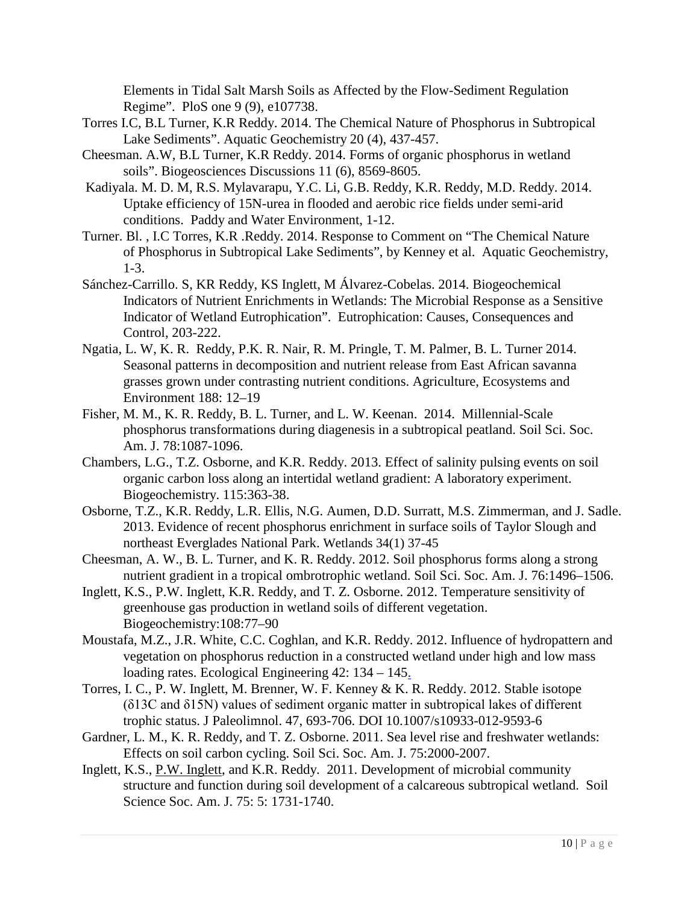Elements in Tidal Salt Marsh Soils as Affected by the Flow-Sediment Regulation Regime". PloS one 9 (9), e107738.

Torres I.C, B.L Turner, K.R Reddy. 2014. The Chemical Nature of Phosphorus in Subtropical Lake Sediments". Aquatic Geochemistry 20 (4), 437-457.

Cheesman. A.W, B.L Turner, K.R Reddy. 2014. Forms of organic phosphorus in wetland soils". Biogeosciences Discussions 11 (6), 8569-8605.

Kadiyala. M. D. M, R.S. Mylavarapu, Y.C. Li, G.B. Reddy, K.R. Reddy, M.D. Reddy. 2014. Uptake efficiency of 15N-urea in flooded and aerobic rice fields under semi-arid conditions. Paddy and Water Environment, 1-12.

Turner. Bl. , I.C Torres, K.R .Reddy. 2014. Response to Comment on "The Chemical Nature of Phosphorus in Subtropical Lake Sediments", by Kenney et al. Aquatic Geochemistry, 1-3.

Sánchez-Carrillo. S, KR Reddy, KS Inglett, M Álvarez-Cobelas. 2014. Biogeochemical Indicators of Nutrient Enrichments in Wetlands: The Microbial Response as a Sensitive Indicator of Wetland Eutrophication". Eutrophication: Causes, Consequences and Control, 203-222.

Ngatia, L. W, K. R. Reddy, P.K. R. Nair, R. M. Pringle, T. M. Palmer, B. L. Turner 2014. Seasonal patterns in decomposition and nutrient release from East African savanna grasses grown under contrasting nutrient conditions. Agriculture, Ecosystems and Environment 188: 12–19

Fisher, M. M., K. R. Reddy, B. L. Turner, and L. W. Keenan. 2014. Millennial-Scale phosphorus transformations during diagenesis in a subtropical peatland. Soil Sci. Soc. Am. J. 78:1087-1096.

Chambers, L.G., T.Z. Osborne, and K.R. Reddy. 2013. Effect of salinity pulsing events on soil organic carbon loss along an intertidal wetland gradient: A laboratory experiment. Biogeochemistry. 115:363-38.

Osborne, T.Z., K.R. Reddy, L.R. Ellis, N.G. Aumen, D.D. Surratt, M.S. Zimmerman, and J. Sadle. 2013. Evidence of recent phosphorus enrichment in surface soils of Taylor Slough and northeast Everglades National Park. Wetlands 34(1) 37-45

Cheesman, A. W., B. L. Turner, and K. R. Reddy. 2012. Soil phosphorus forms along a strong nutrient gradient in a tropical ombrotrophic wetland. Soil Sci. Soc. Am. J. 76:1496–1506.

Inglett, K.S., P.W. Inglett, K.R. Reddy, and T. Z. Osborne. 2012. Temperature sensitivity of greenhouse gas production in wetland soils of different vegetation. Biogeochemistry:108:77–90

Moustafa, M.Z., J.R. White, C.C. Coghlan, and K.R. Reddy. 2012. Influence of hydropattern and vegetation on phosphorus reduction in a constructed wetland under high and low mass loading rates. Ecological Engineering 42: 134 – 145.

Torres, I. C., P. W. Inglett, M. Brenner, W. F. Kenney & K. R. Reddy. 2012. Stable isotope ($\delta$13C and $\delta$15N) values of sediment organic matter in subtropical lakes of different trophic status. J Paleolimnol. 47, 693-706. DOI 10.1007/s10933-012-9593-6

Gardner, L. M., K. R. Reddy, and T. Z. Osborne. 2011. Sea level rise and freshwater wetlands: Effects on soil carbon cycling. Soil Sci. Soc. Am. J. 75:2000-2007.

Inglett, K.S., P.W. Inglett, and K.R. Reddy. 2011. Development of microbial community structure and function during soil development of a calcareous subtropical wetland. Soil Science Soc. Am. J. 75: 5: 1731-1740.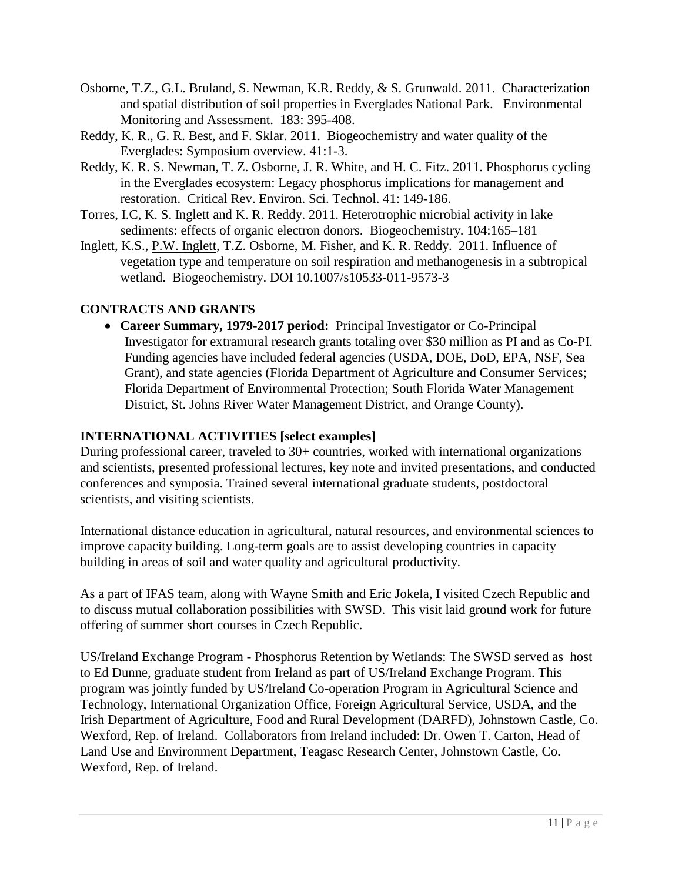Osborne, T.Z., G.L. Bruland, S. Newman, K.R. Reddy, & S. Grunwald. 2011. Characterization and spatial distribution of soil properties in Everglades National Park. Environmental Monitoring and Assessment. 183: 395-408.

Reddy, K. R., G. R. Best, and F. Sklar. 2011. Biogeochemistry and water quality of the Everglades: Symposium overview. 41:1-3.

Reddy, K. R. S. Newman, T. Z. Osborne, J. R. White, and H. C. Fitz. 2011. Phosphorus cycling in the Everglades ecosystem: Legacy phosphorus implications for management and restoration. Critical Rev. Environ. Sci. Technol. 41: 149-186.

Torres, I.C, K. S. Inglett and K. R. Reddy. 2011. Heterotrophic microbial activity in lake sediments: effects of organic electron donors. Biogeochemistry. 104:165–181

Inglett, K.S., <u>P.W. Inglett</u>, T.Z. Osborne, M. Fisher, and K. R. Reddy. 2011. Influence of vegetation type and temperature on soil respiration and methanogenesis in a subtropical wetland. Biogeochemistry. DOI 10.1007/s10533-011-9573-3

## CONTRACTS AND GRANTS

- **Career Summary, 1979-2017 period:** Principal Investigator or Co-Principal Investigator for extramural research grants totaling over $30 million as PI and as Co-PI. Funding agencies have included federal agencies (USDA, DOE, DoD, EPA, NSF, Sea Grant), and state agencies (Florida Department of Agriculture and Consumer Services; Florida Department of Environmental Protection; South Florida Water Management District, St. Johns River Water Management District, and Orange County).

## INTERNATIONAL ACTIVITIES [select examples]

During professional career, traveled to 30+ countries, worked with international organizations and scientists, presented professional lectures, key note and invited presentations, and conducted conferences and symposia. Trained several international graduate students, postdoctoral scientists, and visiting scientists.

International distance education in agricultural, natural resources, and environmental sciences to improve capacity building. Long-term goals are to assist developing countries in capacity building in areas of soil and water quality and agricultural productivity.

As a part of IFAS team, along with Wayne Smith and Eric Jokela, I visited Czech Republic and to discuss mutual collaboration possibilities with SWSD. This visit laid ground work for future offering of summer short courses in Czech Republic.

US/Ireland Exchange Program - Phosphorus Retention by Wetlands: The SWSD served as host to Ed Dunne, graduate student from Ireland as part of US/Ireland Exchange Program. This program was jointly funded by US/Ireland Co-operation Program in Agricultural Science and Technology, International Organization Office, Foreign Agricultural Service, USDA, and the Irish Department of Agriculture, Food and Rural Development (DARFD), Johnstown Castle, Co. Wexford, Rep. of Ireland. Collaborators from Ireland included: Dr. Owen T. Carton, Head of Land Use and Environment Department, Teagasc Research Center, Johnstown Castle, Co. Wexford, Rep. of Ireland.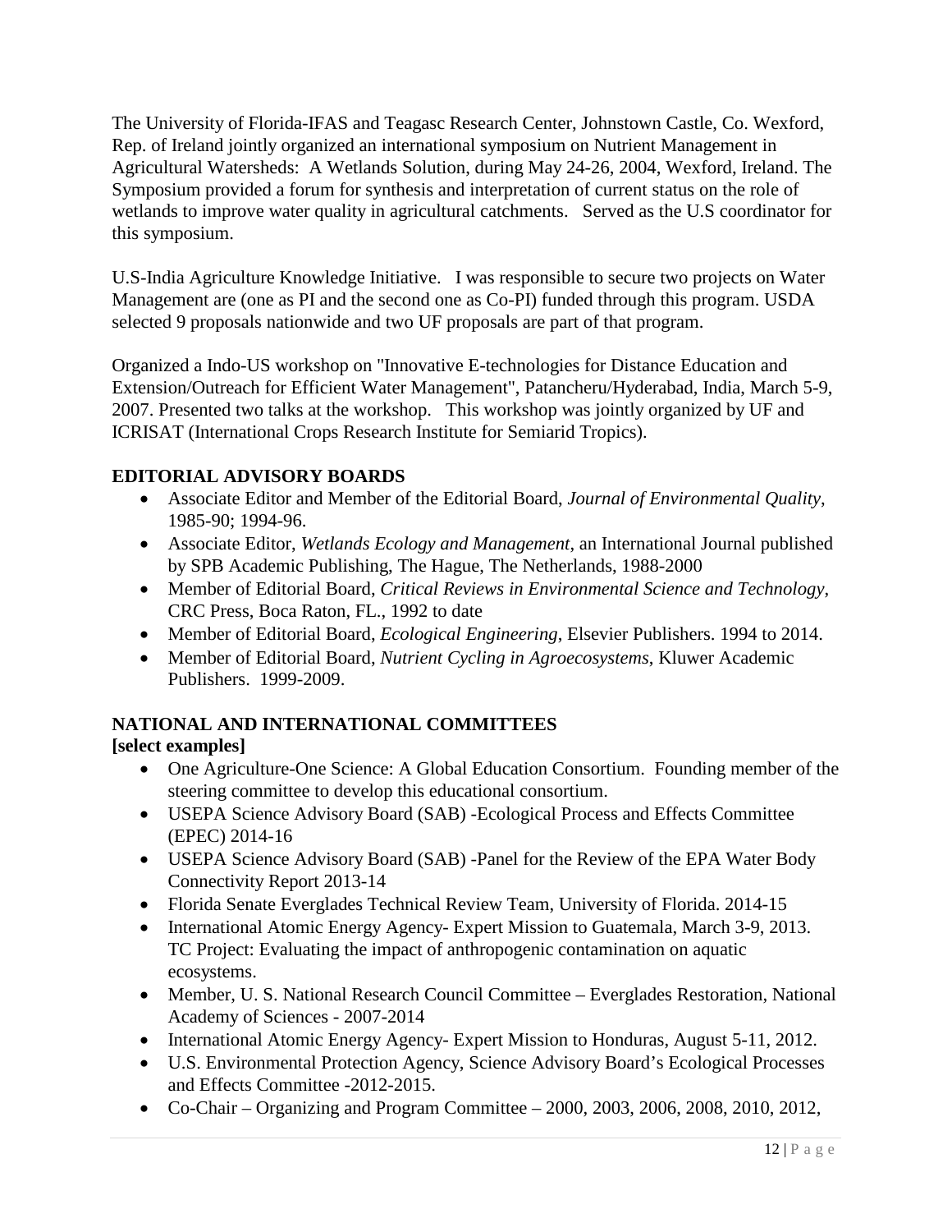The University of Florida-IFAS and Teagasc Research Center, Johnstown Castle, Co. Wexford, Rep. of Ireland jointly organized an international symposium on Nutrient Management in Agricultural Watersheds: A Wetlands Solution, during May 24-26, 2004, Wexford, Ireland. The Symposium provided a forum for synthesis and interpretation of current status on the role of wetlands to improve water quality in agricultural catchments. Served as the U.S coordinator for this symposium.

U.S-India Agriculture Knowledge Initiative. I was responsible to secure two projects on Water Management are (one as PI and the second one as Co-PI) funded through this program. USDA selected 9 proposals nationwide and two UF proposals are part of that program.

Organized a Indo-US workshop on "Innovative E-technologies for Distance Education and Extension/Outreach for Efficient Water Management", Patancheru/Hyderabad, India, March 5-9, 2007. Presented two talks at the workshop. This workshop was jointly organized by UF and ICRISAT (International Crops Research Institute for Semiarid Tropics).

## EDITORIAL ADVISORY BOARDS

- Associate Editor and Member of the Editorial Board, *Journal of Environmental Quality*, 1985-90; 1994-96.
- Associate Editor, *Wetlands Ecology and Management*, an International Journal published by SPB Academic Publishing, The Hague, The Netherlands, 1988-2000
- Member of Editorial Board, *Critical Reviews in Environmental Science and Technology*, CRC Press, Boca Raton, FL., 1992 to date
- Member of Editorial Board, *Ecological Engineering*, Elsevier Publishers. 1994 to 2014.
- Member of Editorial Board, *Nutrient Cycling in Agroecosystems*, Kluwer Academic Publishers. 1999-2009.

## NATIONAL AND INTERNATIONAL COMMITTEES

**[select examples]**

- One Agriculture-One Science: A Global Education Consortium. Founding member of the steering committee to develop this educational consortium.
- USEPA Science Advisory Board (SAB) -Ecological Process and Effects Committee (EPEC) 2014-16
- USEPA Science Advisory Board (SAB) -Panel for the Review of the EPA Water Body Connectivity Report 2013-14
- Florida Senate Everglades Technical Review Team, University of Florida. 2014-15
- International Atomic Energy Agency- Expert Mission to Guatemala, March 3-9, 2013. TC Project: Evaluating the impact of anthropogenic contamination on aquatic ecosystems.
- Member, U. S. National Research Council Committee – Everglades Restoration, National Academy of Sciences - 2007-2014
- International Atomic Energy Agency- Expert Mission to Honduras, August 5-11, 2012.
- U.S. Environmental Protection Agency, Science Advisory Board's Ecological Processes and Effects Committee -2012-2015.
- Co-Chair – Organizing and Program Committee – 2000, 2003, 2006, 2008, 2010, 2012,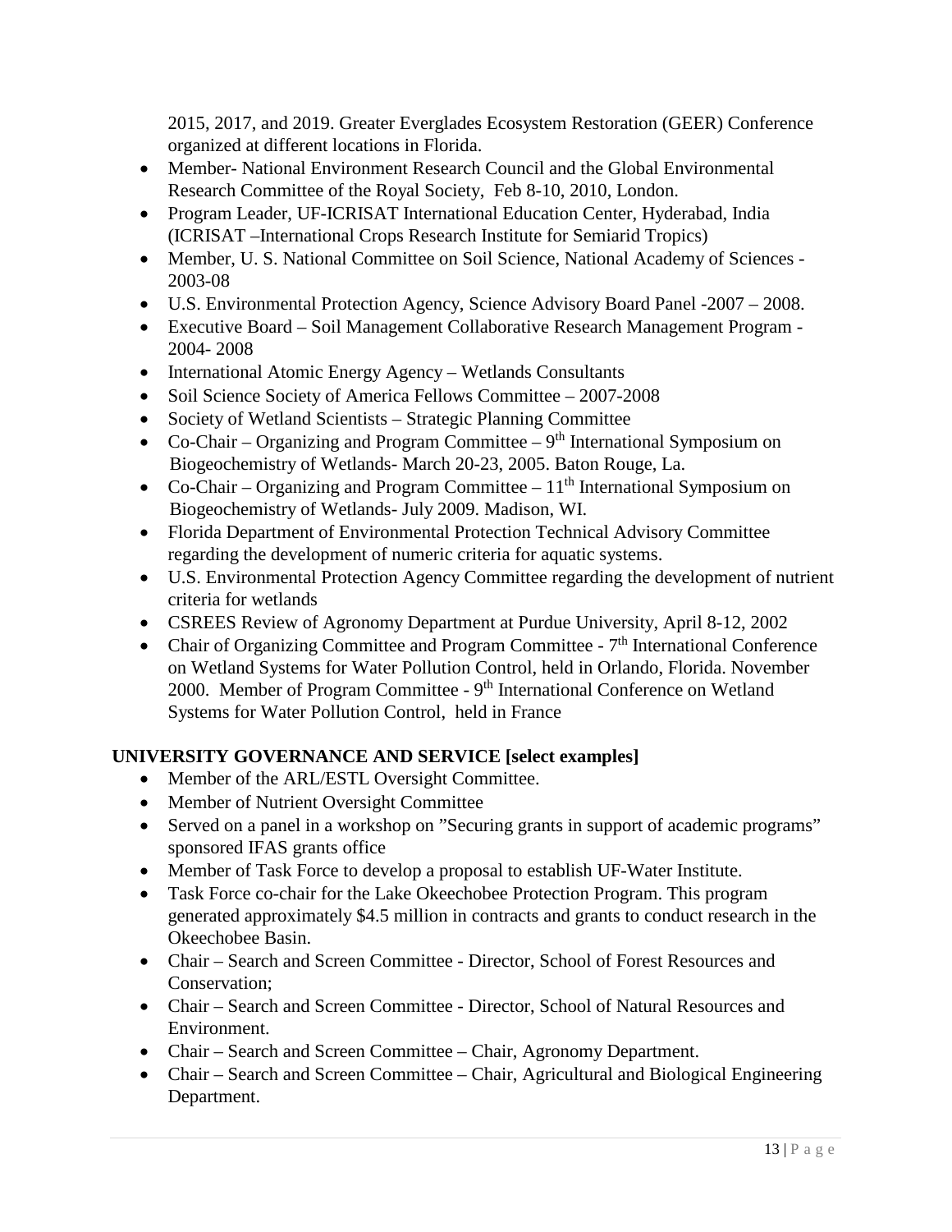2015, 2017, and 2019. Greater Everglades Ecosystem Restoration (GEER) Conference organized at different locations in Florida.

- Member- National Environment Research Council and the Global Environmental Research Committee of the Royal Society, Feb 8-10, 2010, London.
- Program Leader, UF-ICRISAT International Education Center, Hyderabad, India (ICRISAT –International Crops Research Institute for Semiarid Tropics)
- Member, U. S. National Committee on Soil Science, National Academy of Sciences - 2003-08
- U.S. Environmental Protection Agency, Science Advisory Board Panel -2007 – 2008.
- Executive Board – Soil Management Collaborative Research Management Program - 2004- 2008
- International Atomic Energy Agency – Wetlands Consultants
- Soil Science Society of America Fellows Committee – 2007-2008
- Society of Wetland Scientists – Strategic Planning Committee
- Co-Chair – Organizing and Program Committee – 9th International Symposium on Biogeochemistry of Wetlands- March 20-23, 2005. Baton Rouge, La.
- Co-Chair – Organizing and Program Committee – 11th International Symposium on Biogeochemistry of Wetlands- July 2009. Madison, WI.
- Florida Department of Environmental Protection Technical Advisory Committee regarding the development of numeric criteria for aquatic systems.
- U.S. Environmental Protection Agency Committee regarding the development of nutrient criteria for wetlands
- CSREES Review of Agronomy Department at Purdue University, April 8-12, 2002
- Chair of Organizing Committee and Program Committee - 7th International Conference on Wetland Systems for Water Pollution Control, held in Orlando, Florida. November 2000. Member of Program Committee - 9th International Conference on Wetland Systems for Water Pollution Control, held in France

## UNIVERSITY GOVERNANCE AND SERVICE [select examples]

- Member of the ARL/ESTL Oversight Committee.
- Member of Nutrient Oversight Committee
- Served on a panel in a workshop on "Securing grants in support of academic programs" sponsored IFAS grants office
- Member of Task Force to develop a proposal to establish UF-Water Institute.
- Task Force co-chair for the Lake Okeechobee Protection Program. This program generated approximately $4.5 million in contracts and grants to conduct research in the Okeechobee Basin.
- Chair – Search and Screen Committee - Director, School of Forest Resources and Conservation;
- Chair – Search and Screen Committee - Director, School of Natural Resources and Environment.
- Chair – Search and Screen Committee – Chair, Agronomy Department.
- Chair – Search and Screen Committee – Chair, Agricultural and Biological Engineering Department.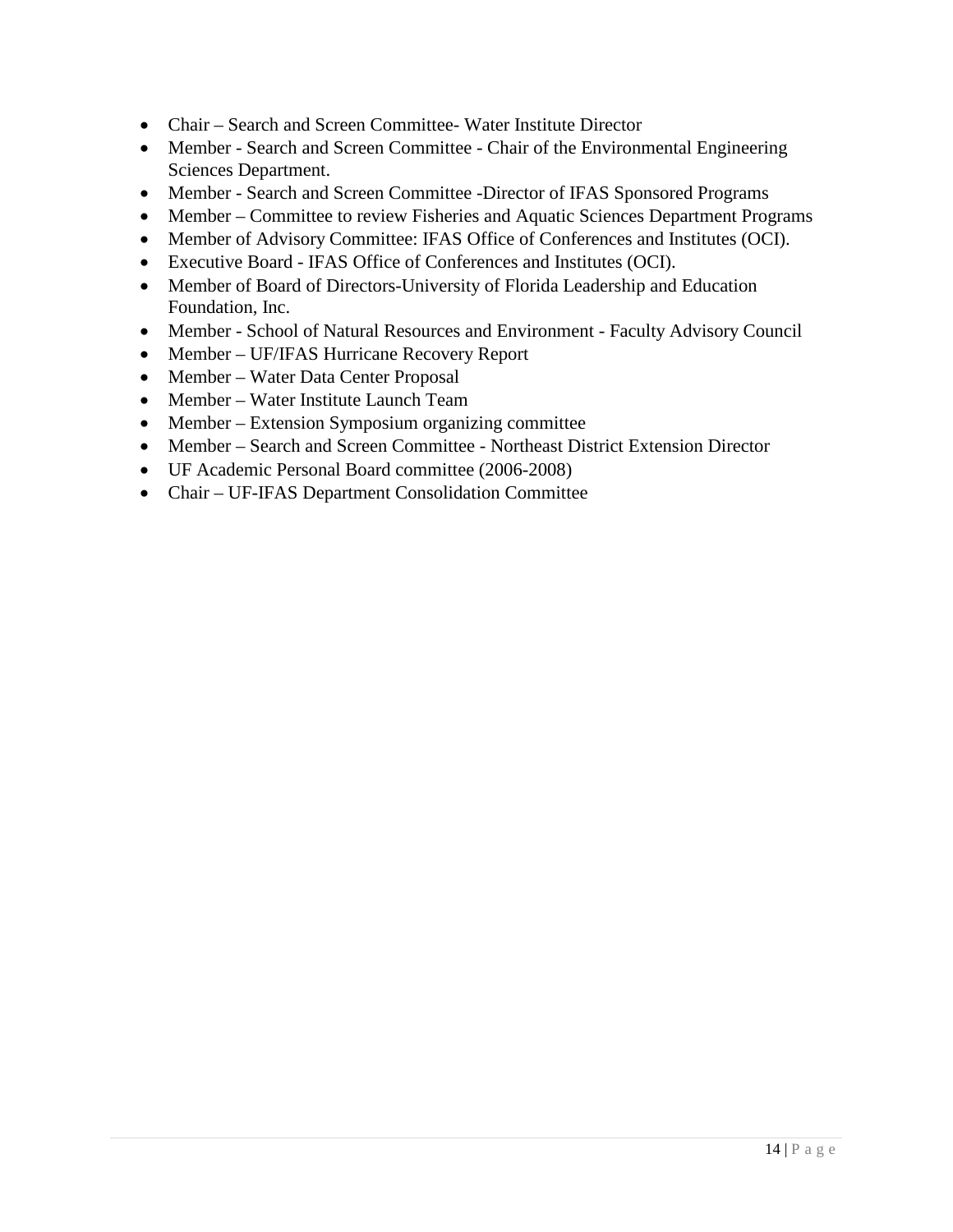- Chair – Search and Screen Committee- Water Institute Director
- Member - Search and Screen Committee - Chair of the Environmental Engineering Sciences Department.
- Member - Search and Screen Committee -Director of IFAS Sponsored Programs
- Member – Committee to review Fisheries and Aquatic Sciences Department Programs
- Member of Advisory Committee: IFAS Office of Conferences and Institutes (OCI).
- Executive Board - IFAS Office of Conferences and Institutes (OCI).
- Member of Board of Directors-University of Florida Leadership and Education Foundation, Inc.
- Member - School of Natural Resources and Environment - Faculty Advisory Council
- Member – UF/IFAS Hurricane Recovery Report
- Member – Water Data Center Proposal
- Member – Water Institute Launch Team
- Member – Extension Symposium organizing committee
- Member – Search and Screen Committee - Northeast District Extension Director
- UF Academic Personal Board committee (2006-2008)
- Chair – UF-IFAS Department Consolidation Committee